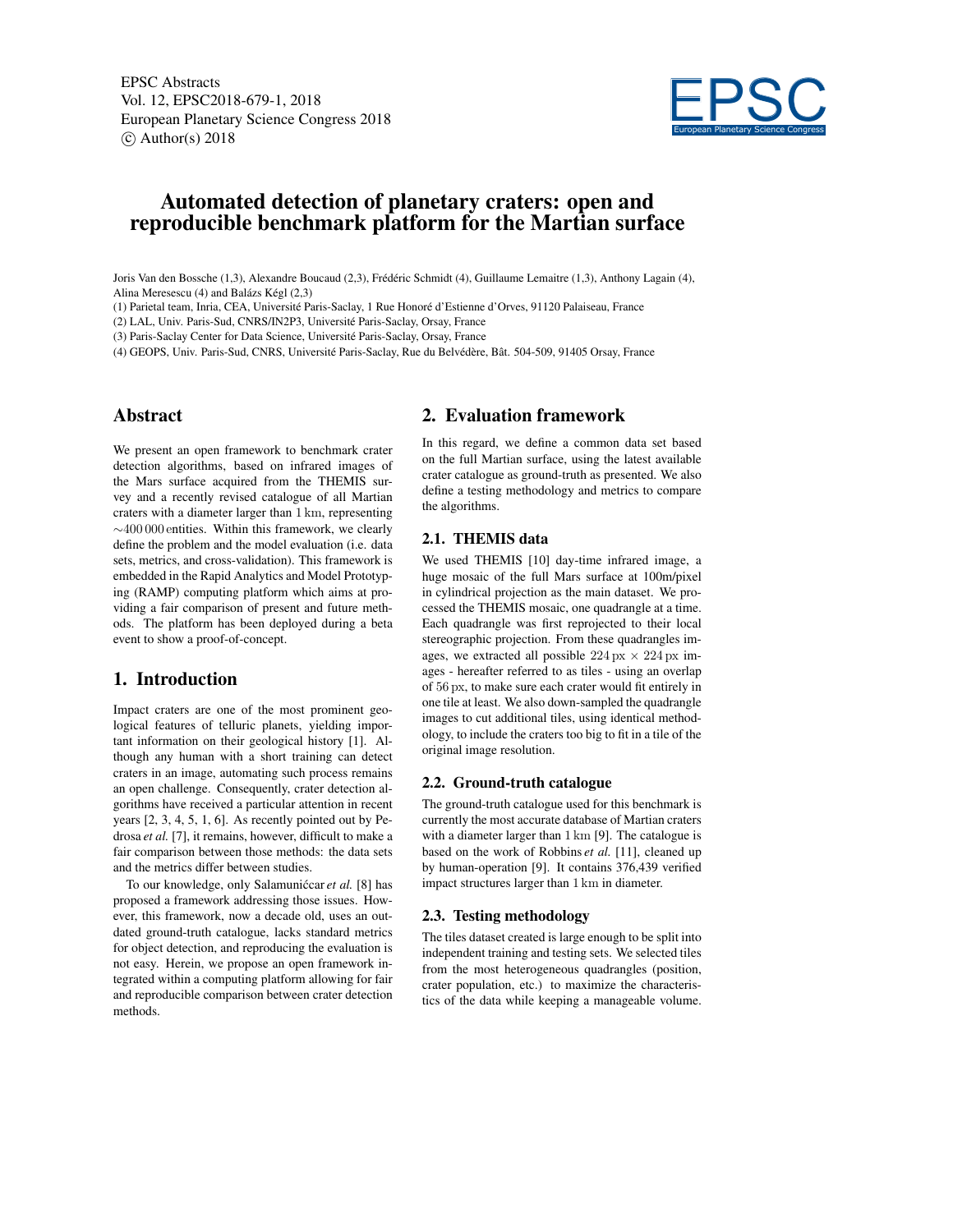# Automated detection of planetary craters: open and reproducible benchmark platform for the Martian surface

Joris Van den Bossche (1,3), Alexandre Boucaud (2,3), Frédéric Schmidt (4), Guillaume Lemaitre (1,3), Anthony Lagain (4), Alina Meresescu (4) and Balázs Kégl (2,3)

(1) Parietal team, Inria, CEA, Université Paris-Saclay, 1 Rue Honoré d'Estienne d'Orves, 91120 Palaiseau, France

(2) LAL, Univ. Paris-Sud, CNRS/IN2P3, Université Paris-Saclay, Orsay, France

(3) Paris-Saclay Center for Data Science, Université Paris-Saclay, Orsay, France

(4) GEOPS, Univ. Paris-Sud, CNRS, Université Paris-Saclay, Rue du Belvédère, Bât. 504-509, 91405 Orsay, France

## Abstract

We present an open framework to benchmark crater detection algorithms, based on infrared images of the Mars surface acquired from the THEMIS survey and a recently revised catalogue of all Martian craters with a diameter larger than $1\,\mathrm{km}$, representing $\sim 400\,000$ entities. Within this framework, we clearly define the problem and the model evaluation (i.e. data sets, metrics, and cross-validation). This framework is embedded in the Rapid Analytics and Model Prototyping (RAMP) computing platform which aims at providing a fair comparison of present and future methods. The platform has been deployed during a beta event to show a proof-of-concept.

## 1. Introduction

Impact craters are one of the most prominent geological features of telluric planets, yielding important information on their geological history [1]. Although any human with a short training can detect craters in an image, automating such process remains an open challenge. Consequently, crater detection algorithms have received a particular attention in recent years [2, 3, 4, 5, 1, 6]. As recently pointed out by Pedrosa *et al.* [7], it remains, however, difficult to make a fair comparison between those methods: the data sets and the metrics differ between studies.

To our knowledge, only Salamunićcar *et al.* [8] has proposed a framework addressing those issues. However, this framework, now a decade old, uses an outdated ground-truth catalogue, lacks standard metrics for object detection, and reproducing the evaluation is not easy. Herein, we propose an open framework integrated within a computing platform allowing for fair and reproducible comparison between crater detection methods.

## 2. Evaluation framework

In this regard, we define a common data set based on the full Martian surface, using the latest available crater catalogue as ground-truth as presented. We also define a testing methodology and metrics to compare the algorithms.

### 2.1. THEMIS data

We used THEMIS [10] day-time infrared image, a huge mosaic of the full Mars surface at 100m/pixel in cylindrical projection as the main dataset. We processed the THEMIS mosaic, one quadrangle at a time. Each quadrangle was first reprojected to their local stereographic projection. From these quadrangles images, we extracted all possible $224\,\mathrm{px} \times 224\,\mathrm{px}$ images - hereafter referred to as tiles - using an overlap of $56\,\mathrm{px}$, to make sure each crater would fit entirely in one tile at least. We also down-sampled the quadrangle images to cut additional tiles, using identical methodology, to include the craters too big to fit in a tile of the original image resolution.

### 2.2. Ground-truth catalogue

The ground-truth catalogue used for this benchmark is currently the most accurate database of Martian craters with a diameter larger than $1\,\mathrm{km}$ [9]. The catalogue is based on the work of Robbins *et al.* [11], cleaned up by human-operation [9]. It contains 376,439 verified impact structures larger than $1\,\mathrm{km}$ in diameter.

### 2.3. Testing methodology

The tiles dataset created is large enough to be split into independent training and testing sets. We selected tiles from the most heterogeneous quadrangles (position, crater population, etc.) to maximize the characteristics of the data while keeping a manageable volume.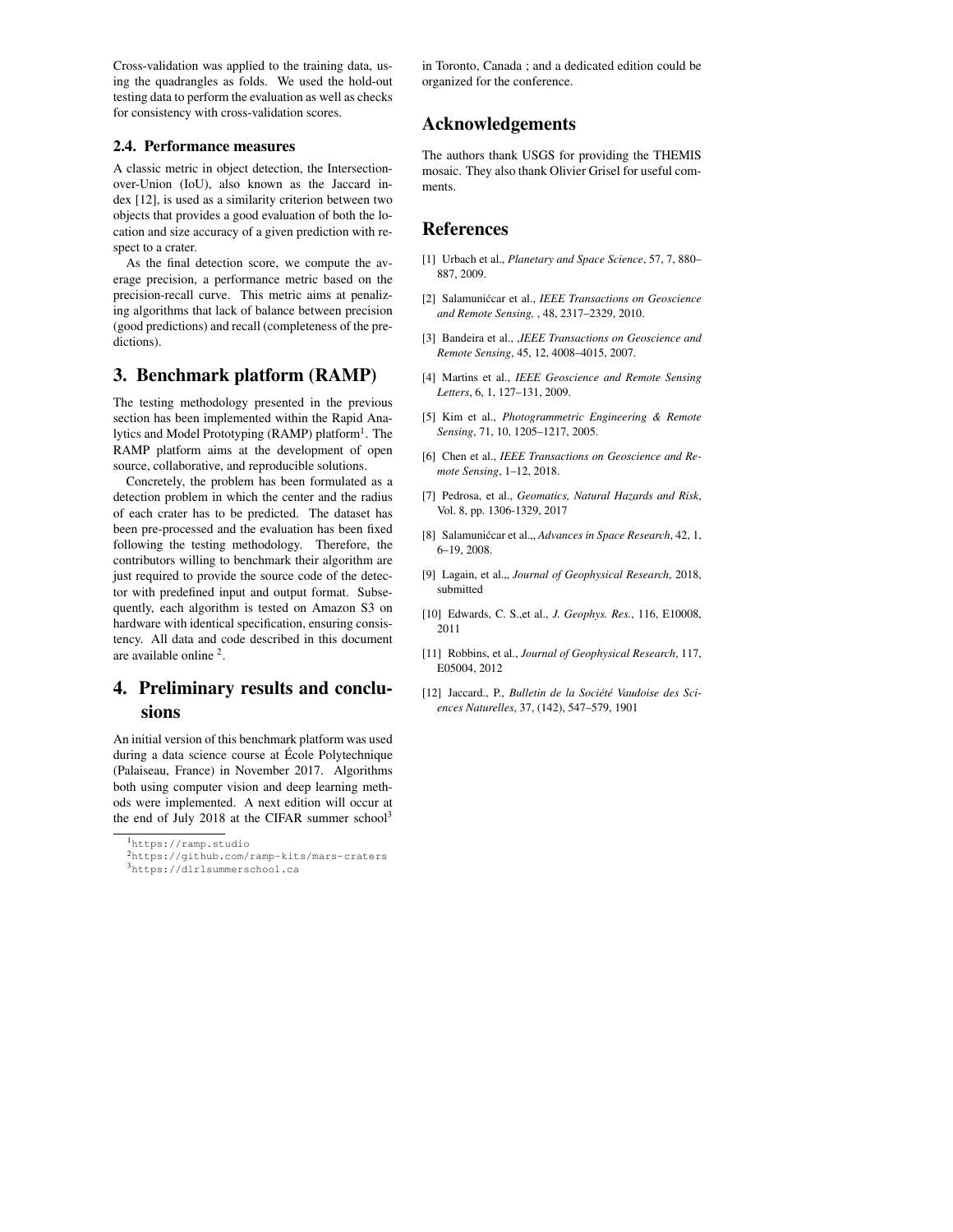Cross-validation was applied to the training data, using the quadrangles as folds. We used the hold-out testing data to perform the evaluation as well as checks for consistency with cross-validation scores.

### 2.4. Performance measures

A classic metric in object detection, the Intersection-over-Union (IoU), also known as the Jaccard index [12], is used as a similarity criterion between two objects that provides a good evaluation of both the location and size accuracy of a given prediction with respect to a crater.

As the final detection score, we compute the average precision, a performance metric based on the precision-recall curve. This metric aims at penalizing algorithms that lack of balance between precision (good predictions) and recall (completeness of the predictions).

## 3. Benchmark platform (RAMP)

The testing methodology presented in the previous section has been implemented within the Rapid Analytics and Model Prototyping (RAMP) platform[1]. The RAMP platform aims at the development of open source, collaborative, and reproducible solutions.

Concretely, the problem has been formulated as a detection problem in which the center and the radius of each crater has to be predicted. The dataset has been pre-processed and the evaluation has been fixed following the testing methodology. Therefore, the contributors willing to benchmark their algorithm are just required to provide the source code of the detector with predefined input and output format. Subsequently, each algorithm is tested on Amazon S3 on hardware with identical specification, ensuring consistency. All data and code described in this document are available online [2].

## 4. Preliminary results and conclusions

An initial version of this benchmark platform was used during a data science course at École Polytechnique (Palaiseau, France) in November 2017. Algorithms both using computer vision and deep learning methods were implemented. A next edition will occur at the end of July 2018 at the CIFAR summer school[3] in Toronto, Canada ; and a dedicated edition could be organized for the conference.

[1] https://ramp.studio

[2] https://github.com/ramp-kits/mars-craters

[3] https://dlrlsummerschool.ca

## Acknowledgements

The authors thank USGS for providing the THEMIS mosaic. They also thank Olivier Grisel for useful comments.

## References

[1] Urbach et al., *Planetary and Space Science*, 57, 7, 880–887, 2009.

[2] Salamunićcar et al., *IEEE Transactions on Geoscience and Remote Sensing*, , 48, 2317–2329, 2010.

[3] Bandeira et al., ,*IEEE Transactions on Geoscience and Remote Sensing*, 45, 12, 4008–4015, 2007.

[4] Martins et al., *IEEE Geoscience and Remote Sensing Letters*, 6, 1, 127–131, 2009.

[5] Kim et al., *Photogrammetric Engineering & Remote Sensing*, 71, 10, 1205–1217, 2005.

[6] Chen et al., *IEEE Transactions on Geoscience and Remote Sensing*, 1–12, 2018.

[7] Pedrosa, et al., *Geomatics, Natural Hazards and Risk*, Vol. 8, pp. 1306-1329, 2017

[8] Salamunićcar et al.,, *Advances in Space Research*, 42, 1, 6–19, 2008.

[9] Lagain, et al.,, *Journal of Geophysical Research*, 2018, submitted

[10] Edwards, C. S.,et al., *J. Geophys. Res.*, 116, E10008, 2011

[11] Robbins, et al., *Journal of Geophysical Research*, 117, E05004, 2012

[12] Jaccard., P., *Bulletin de la Société Vaudoise des Sciences Naturelles*, 37, (142), 547–579, 1901